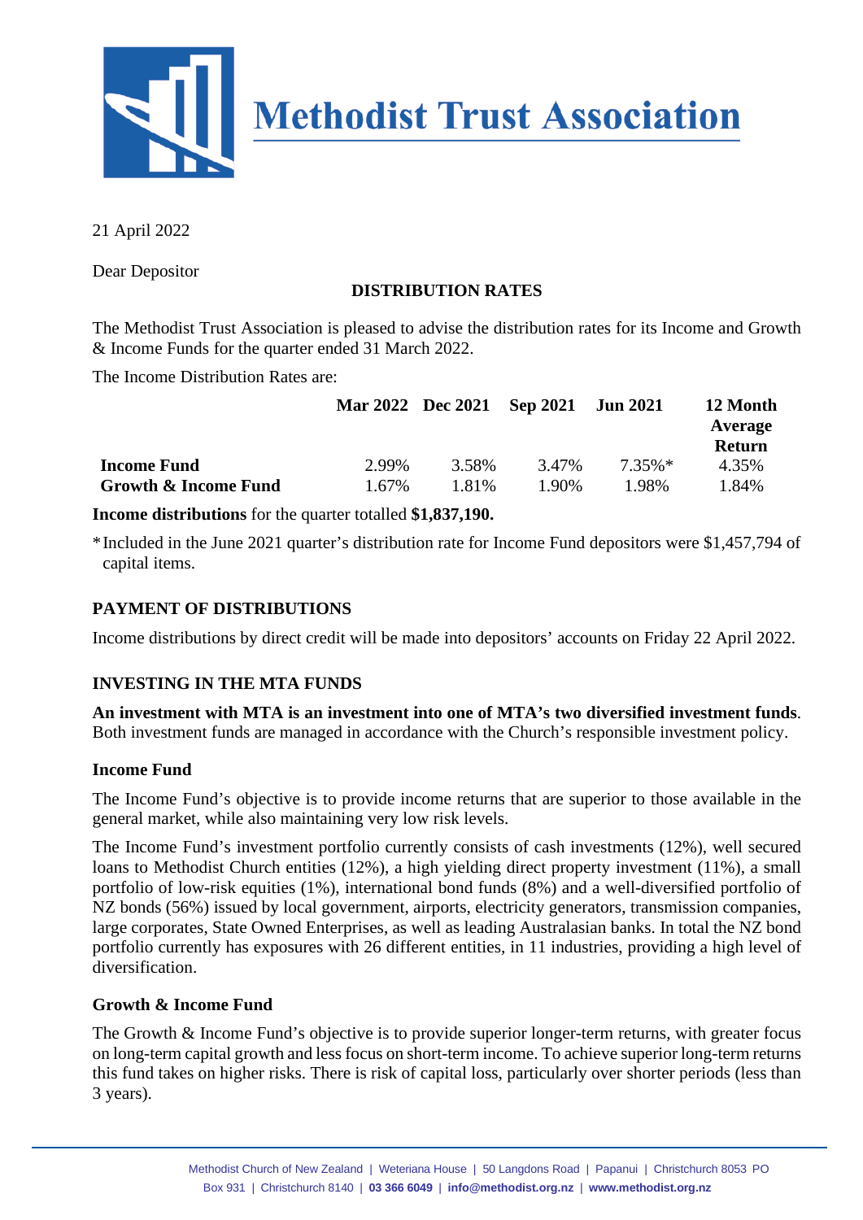# Methodist Trust Association

21 April 2022

Dear Depositor

## DISTRIBUTION RATES

The Methodist Trust Association is pleased to advise the distribution rates for its Income and Growth & Income Funds for the quarter ended 31 March 2022.

The Income Distribution Rates are:

| | Mar 2022 | Dec 2021 | Sep 2021 | Jun 2021 | 12 Month Average Return |
|---|---|---|---|---|---|
| **Income Fund** | 2.99% | 3.58% | 3.47% | 7.35%* | 4.35% |
| **Growth & Income Fund** | 1.67% | 1.81% | 1.90% | 1.98% | 1.84% |

**Income distributions** for the quarter totalled **$1,837,190.**

*Included in the June 2021 quarter's distribution rate for Income Fund depositors were $1,457,794 of capital items.

## PAYMENT OF DISTRIBUTIONS

Income distributions by direct credit will be made into depositors' accounts on Friday 22 April 2022.

## INVESTING IN THE MTA FUNDS

**An investment with MTA is an investment into one of MTA's two diversified investment funds**. Both investment funds are managed in accordance with the Church's responsible investment policy.

### Income Fund

The Income Fund's objective is to provide income returns that are superior to those available in the general market, while also maintaining very low risk levels.

The Income Fund's investment portfolio currently consists of cash investments (12%), well secured loans to Methodist Church entities (12%), a high yielding direct property investment (11%), a small portfolio of low-risk equities (1%), international bond funds (8%) and a well-diversified portfolio of NZ bonds (56%) issued by local government, airports, electricity generators, transmission companies, large corporates, State Owned Enterprises, as well as leading Australasian banks. In total the NZ bond portfolio currently has exposures with 26 different entities, in 11 industries, providing a high level of diversification.

### Growth & Income Fund

The Growth & Income Fund's objective is to provide superior longer-term returns, with greater focus on long-term capital growth and less focus on short-term income. To achieve superior long-term returns this fund takes on higher risks. There is risk of capital loss, particularly over shorter periods (less than 3 years).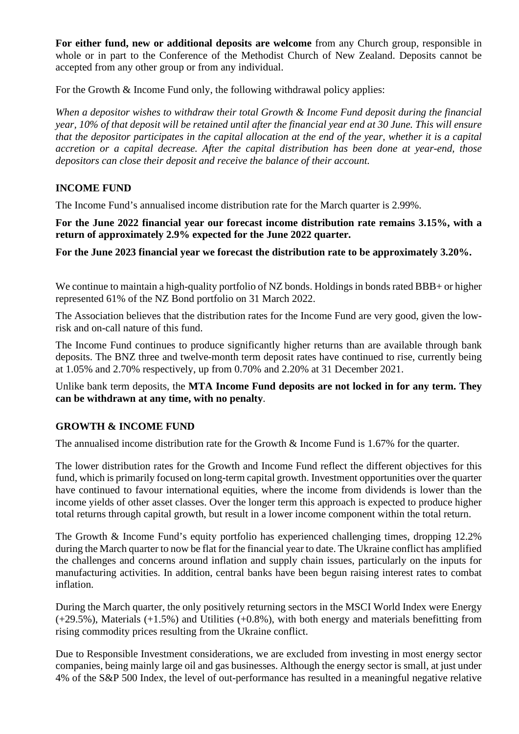**For either fund, new or additional deposits are welcome** from any Church group, responsible in whole or in part to the Conference of the Methodist Church of New Zealand. Deposits cannot be accepted from any other group or from any individual.

For the Growth & Income Fund only, the following withdrawal policy applies:

*When a depositor wishes to withdraw their total Growth & Income Fund deposit during the financial year, 10% of that deposit will be retained until after the financial year end at 30 June. This will ensure that the depositor participates in the capital allocation at the end of the year, whether it is a capital accretion or a capital decrease. After the capital distribution has been done at year-end, those depositors can close their deposit and receive the balance of their account.*

## INCOME FUND

The Income Fund's annualised income distribution rate for the March quarter is 2.99%.

**For the June 2022 financial year our forecast income distribution rate remains 3.15%, with a return of approximately 2.9% expected for the June 2022 quarter.**

**For the June 2023 financial year we forecast the distribution rate to be approximately 3.20%.**

We continue to maintain a high-quality portfolio of NZ bonds. Holdings in bonds rated BBB+ or higher represented 61% of the NZ Bond portfolio on 31 March 2022.

The Association believes that the distribution rates for the Income Fund are very good, given the low-risk and on-call nature of this fund.

The Income Fund continues to produce significantly higher returns than are available through bank deposits. The BNZ three and twelve-month term deposit rates have continued to rise, currently being at 1.05% and 2.70% respectively, up from 0.70% and 2.20% at 31 December 2021.

Unlike bank term deposits, the **MTA Income Fund deposits are not locked in for any term. They can be withdrawn at any time, with no penalty**.

## GROWTH & INCOME FUND

The annualised income distribution rate for the Growth & Income Fund is 1.67% for the quarter.

The lower distribution rates for the Growth and Income Fund reflect the different objectives for this fund, which is primarily focused on long-term capital growth. Investment opportunities over the quarter have continued to favour international equities, where the income from dividends is lower than the income yields of other asset classes. Over the longer term this approach is expected to produce higher total returns through capital growth, but result in a lower income component within the total return.

The Growth & Income Fund's equity portfolio has experienced challenging times, dropping 12.2% during the March quarter to now be flat for the financial year to date. The Ukraine conflict has amplified the challenges and concerns around inflation and supply chain issues, particularly on the inputs for manufacturing activities. In addition, central banks have been begun raising interest rates to combat inflation.

During the March quarter, the only positively returning sectors in the MSCI World Index were Energy (+29.5%), Materials (+1.5%) and Utilities (+0.8%), with both energy and materials benefitting from rising commodity prices resulting from the Ukraine conflict.

Due to Responsible Investment considerations, we are excluded from investing in most energy sector companies, being mainly large oil and gas businesses. Although the energy sector is small, at just under 4% of the S&P 500 Index, the level of out-performance has resulted in a meaningful negative relative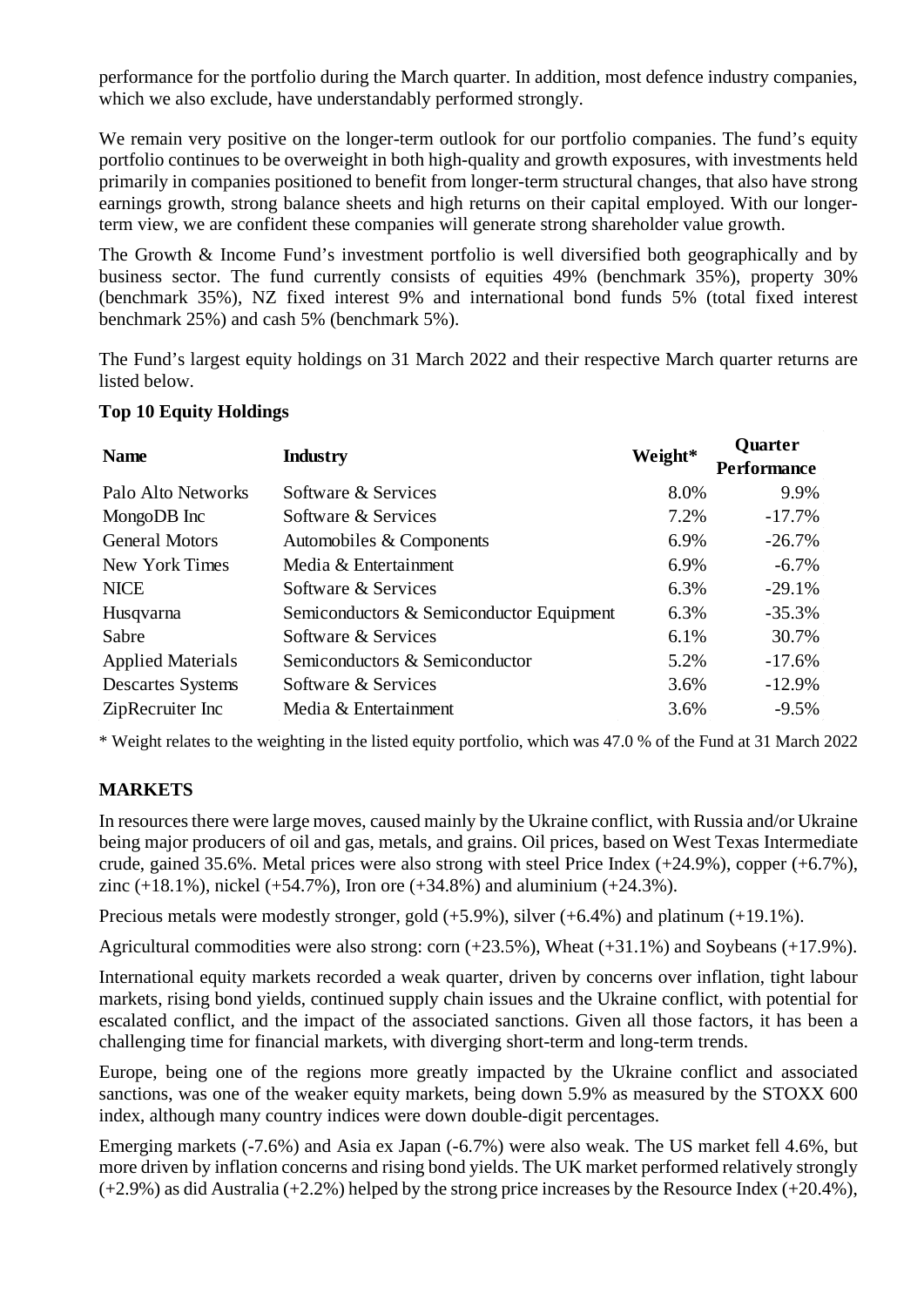performance for the portfolio during the March quarter. In addition, most defence industry companies, which we also exclude, have understandably performed strongly.

We remain very positive on the longer-term outlook for our portfolio companies. The fund's equity portfolio continues to be overweight in both high-quality and growth exposures, with investments held primarily in companies positioned to benefit from longer-term structural changes, that also have strong earnings growth, strong balance sheets and high returns on their capital employed. With our longer-term view, we are confident these companies will generate strong shareholder value growth.

The Growth & Income Fund's investment portfolio is well diversified both geographically and by business sector. The fund currently consists of equities 49% (benchmark 35%), property 30% (benchmark 35%), NZ fixed interest 9% and international bond funds 5% (total fixed interest benchmark 25%) and cash 5% (benchmark 5%).

The Fund's largest equity holdings on 31 March 2022 and their respective March quarter returns are listed below.

**Top 10 Equity Holdings**

| Name | Industry | Weight* | Quarter Performance |
|---|---|---|---|
| Palo Alto Networks | Software & Services | 8.0% | 9.9% |
| MongoDB Inc | Software & Services | 7.2% | -17.7% |
| General Motors | Automobiles & Components | 6.9% | -26.7% |
| New York Times | Media & Entertainment | 6.9% | -6.7% |
| NICE | Software & Services | 6.3% | -29.1% |
| Husqvarna | Semiconductors & Semiconductor Equipment | 6.3% | -35.3% |
| Sabre | Software & Services | 6.1% | 30.7% |
| Applied Materials | Semiconductors & Semiconductor | 5.2% | -17.6% |
| Descartes Systems | Software & Services | 3.6% | -12.9% |
| ZipRecruiter Inc | Media & Entertainment | 3.6% | -9.5% |

\* Weight relates to the weighting in the listed equity portfolio, which was 47.0 % of the Fund at 31 March 2022

## MARKETS

In resources there were large moves, caused mainly by the Ukraine conflict, with Russia and/or Ukraine being major producers of oil and gas, metals, and grains. Oil prices, based on West Texas Intermediate crude, gained 35.6%. Metal prices were also strong with steel Price Index (+24.9%), copper (+6.7%), zinc (+18.1%), nickel (+54.7%), Iron ore (+34.8%) and aluminium (+24.3%).

Precious metals were modestly stronger, gold (+5.9%), silver (+6.4%) and platinum (+19.1%).

Agricultural commodities were also strong: corn (+23.5%), Wheat (+31.1%) and Soybeans (+17.9%).

International equity markets recorded a weak quarter, driven by concerns over inflation, tight labour markets, rising bond yields, continued supply chain issues and the Ukraine conflict, with potential for escalated conflict, and the impact of the associated sanctions. Given all those factors, it has been a challenging time for financial markets, with diverging short-term and long-term trends.

Europe, being one of the regions more greatly impacted by the Ukraine conflict and associated sanctions, was one of the weaker equity markets, being down 5.9% as measured by the STOXX 600 index, although many country indices were down double-digit percentages.

Emerging markets (-7.6%) and Asia ex Japan (-6.7%) were also weak. The US market fell 4.6%, but more driven by inflation concerns and rising bond yields. The UK market performed relatively strongly (+2.9%) as did Australia (+2.2%) helped by the strong price increases by the Resource Index (+20.4%),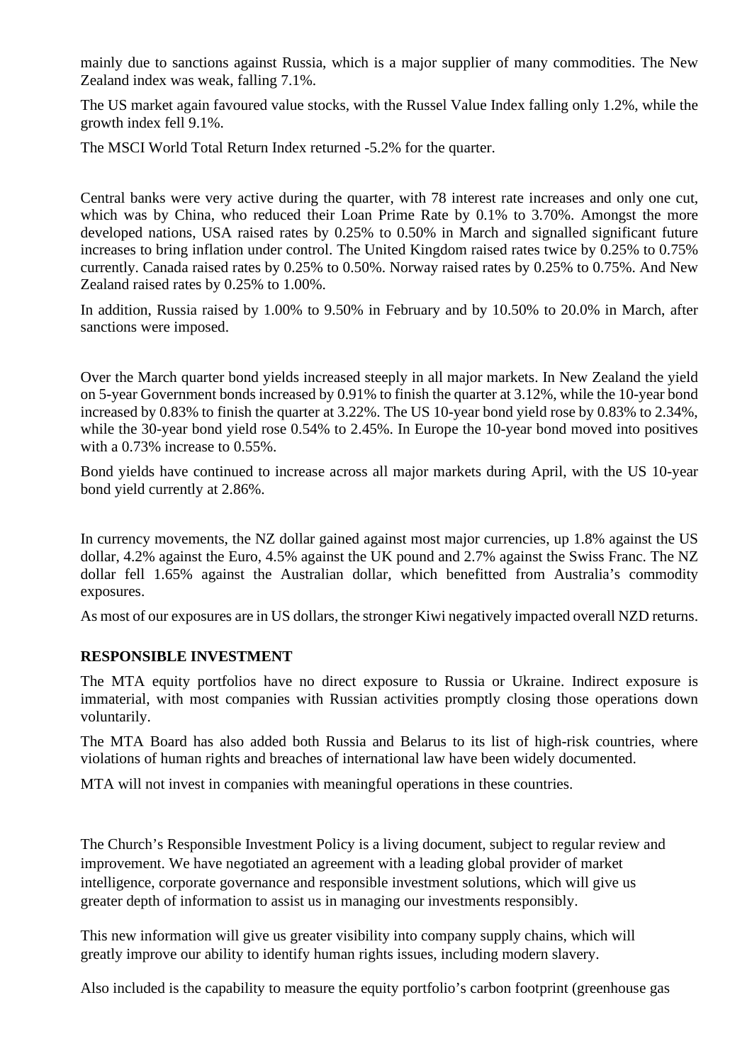mainly due to sanctions against Russia, which is a major supplier of many commodities. The New Zealand index was weak, falling 7.1%.

The US market again favoured value stocks, with the Russel Value Index falling only 1.2%, while the growth index fell 9.1%.

The MSCI World Total Return Index returned -5.2% for the quarter.

Central banks were very active during the quarter, with 78 interest rate increases and only one cut, which was by China, who reduced their Loan Prime Rate by 0.1% to 3.70%. Amongst the more developed nations, USA raised rates by 0.25% to 0.50% in March and signalled significant future increases to bring inflation under control. The United Kingdom raised rates twice by 0.25% to 0.75% currently. Canada raised rates by 0.25% to 0.50%. Norway raised rates by 0.25% to 0.75%. And New Zealand raised rates by 0.25% to 1.00%.

In addition, Russia raised by 1.00% to 9.50% in February and by 10.50% to 20.0% in March, after sanctions were imposed.

Over the March quarter bond yields increased steeply in all major markets. In New Zealand the yield on 5-year Government bonds increased by 0.91% to finish the quarter at 3.12%, while the 10-year bond increased by 0.83% to finish the quarter at 3.22%. The US 10-year bond yield rose by 0.83% to 2.34%, while the 30-year bond yield rose 0.54% to 2.45%. In Europe the 10-year bond moved into positives with a 0.73% increase to 0.55%.

Bond yields have continued to increase across all major markets during April, with the US 10-year bond yield currently at 2.86%.

In currency movements, the NZ dollar gained against most major currencies, up 1.8% against the US dollar, 4.2% against the Euro, 4.5% against the UK pound and 2.7% against the Swiss Franc. The NZ dollar fell 1.65% against the Australian dollar, which benefitted from Australia's commodity exposures.

As most of our exposures are in US dollars, the stronger Kiwi negatively impacted overall NZD returns.

**RESPONSIBLE INVESTMENT**

The MTA equity portfolios have no direct exposure to Russia or Ukraine. Indirect exposure is immaterial, with most companies with Russian activities promptly closing those operations down voluntarily.

The MTA Board has also added both Russia and Belarus to its list of high-risk countries, where violations of human rights and breaches of international law have been widely documented.

MTA will not invest in companies with meaningful operations in these countries.

The Church's Responsible Investment Policy is a living document, subject to regular review and improvement. We have negotiated an agreement with a leading global provider of market intelligence, corporate governance and responsible investment solutions, which will give us greater depth of information to assist us in managing our investments responsibly.

This new information will give us greater visibility into company supply chains, which will greatly improve our ability to identify human rights issues, including modern slavery.

Also included is the capability to measure the equity portfolio's carbon footprint (greenhouse gas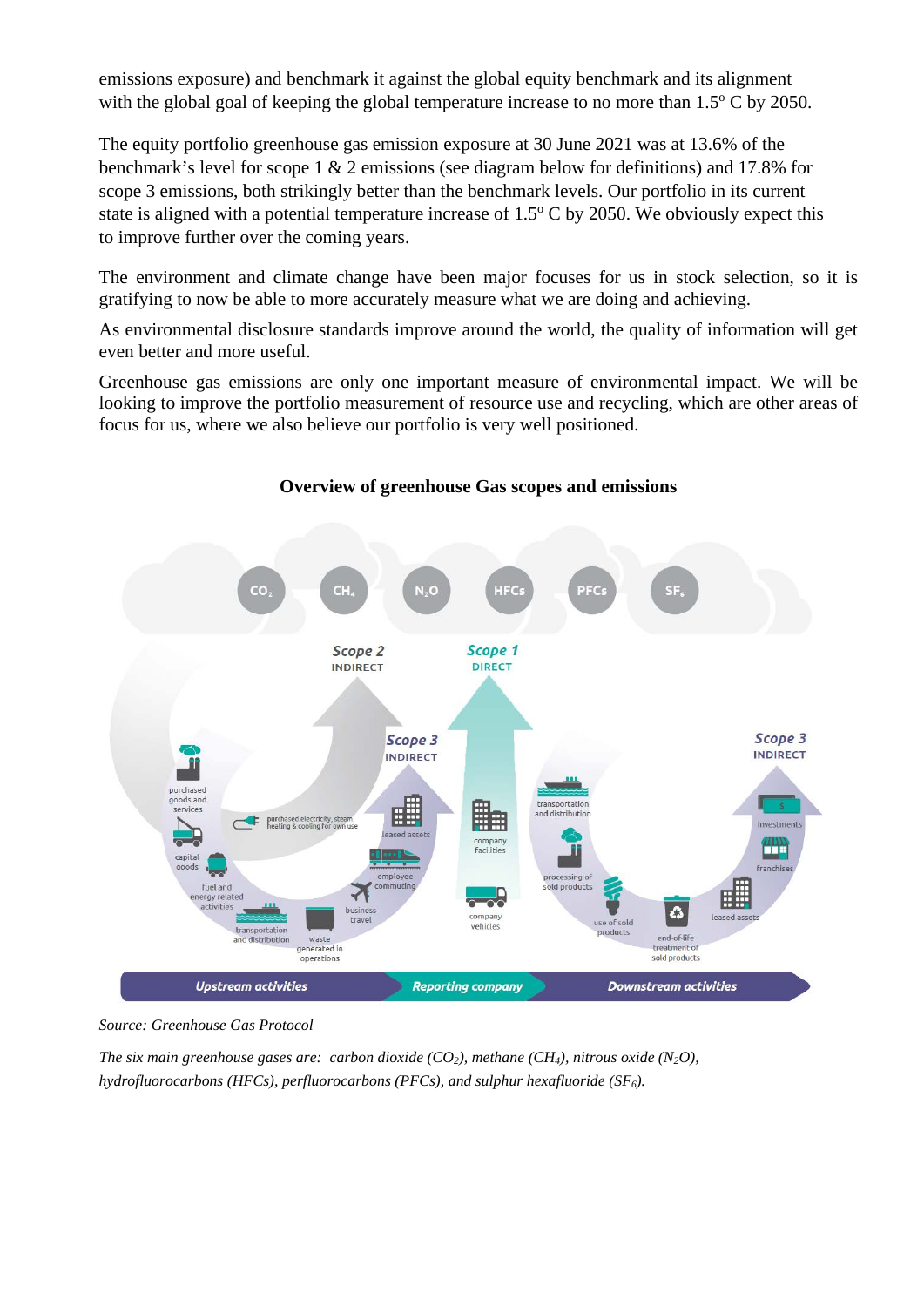emissions exposure) and benchmark it against the global equity benchmark and its alignment with the global goal of keeping the global temperature increase to no more than 1.5° C by 2050.

The equity portfolio greenhouse gas emission exposure at 30 June 2021 was at 13.6% of the benchmark's level for scope 1 & 2 emissions (see diagram below for definitions) and 17.8% for scope 3 emissions, both strikingly better than the benchmark levels. Our portfolio in its current state is aligned with a potential temperature increase of 1.5° C by 2050. We obviously expect this to improve further over the coming years.

The environment and climate change have been major focuses for us in stock selection, so it is gratifying to now be able to more accurately measure what we are doing and achieving.

As environmental disclosure standards improve around the world, the quality of information will get even better and more useful.

Greenhouse gas emissions are only one important measure of environmental impact. We will be looking to improve the portfolio measurement of resource use and recycling, which are other areas of focus for us, where we also believe our portfolio is very well positioned.

**Overview of greenhouse Gas scopes and emissions**

*Source: Greenhouse Gas Protocol*

*The six main greenhouse gases are: carbon dioxide ($CO_2$), methane ($CH_4$), nitrous oxide ($N_2O$), hydrofluorocarbons (HFCs), perfluorocarbons (PFCs), and sulphur hexafluoride ($SF_6$).*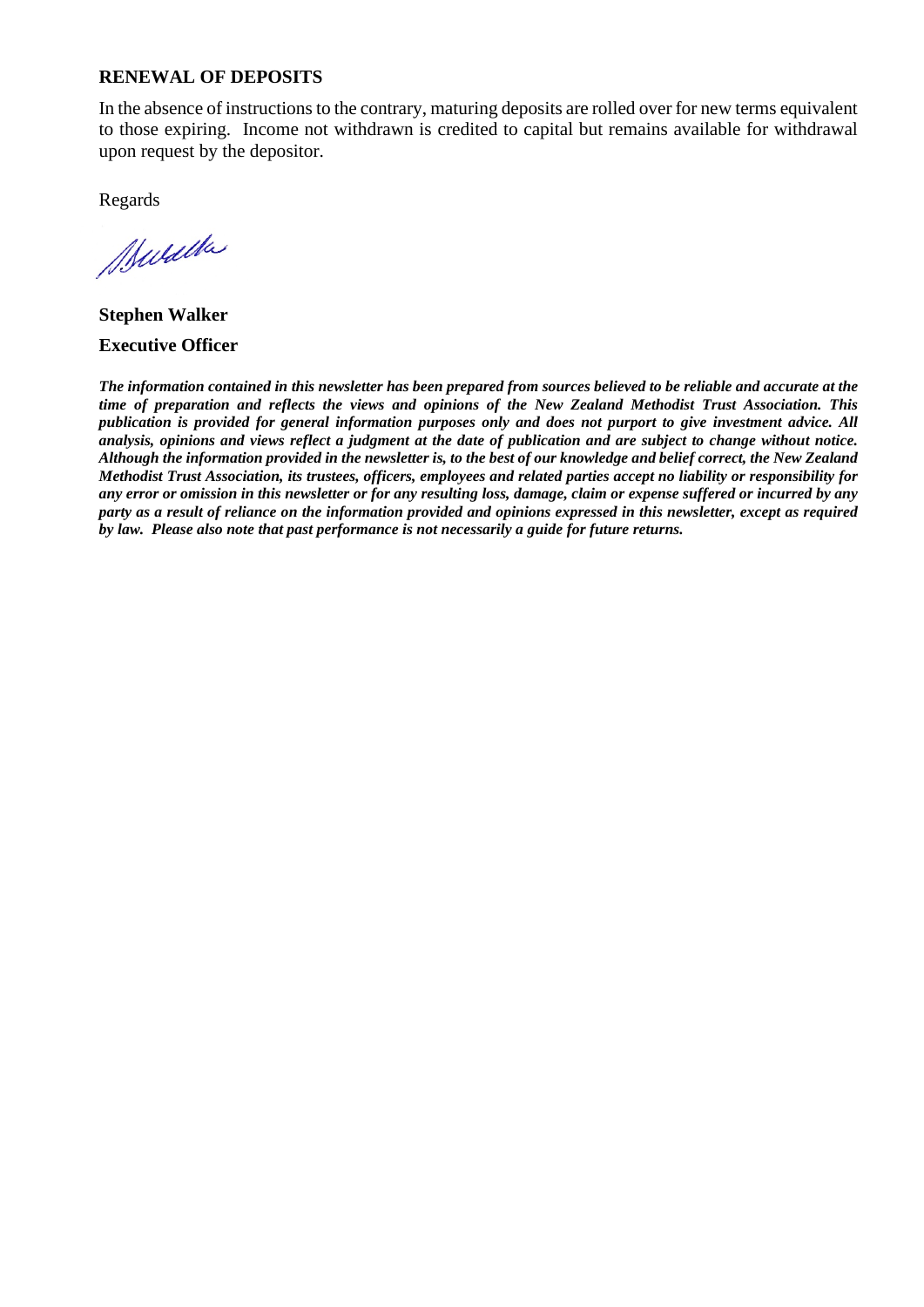**RENEWAL OF DEPOSITS**

In the absence of instructions to the contrary, maturing deposits are rolled over for new terms equivalent to those expiring. Income not withdrawn is credited to capital but remains available for withdrawal upon request by the depositor.

Regards

**Stephen Walker**

**Executive Officer**

***The information contained in this newsletter has been prepared from sources believed to be reliable and accurate at the time of preparation and reflects the views and opinions of the New Zealand Methodist Trust Association. This publication is provided for general information purposes only and does not purport to give investment advice. All analysis, opinions and views reflect a judgment at the date of publication and are subject to change without notice. Although the information provided in the newsletter is, to the best of our knowledge and belief correct, the New Zealand Methodist Trust Association, its trustees, officers, employees and related parties accept no liability or responsibility for any error or omission in this newsletter or for any resulting loss, damage, claim or expense suffered or incurred by any party as a result of reliance on the information provided and opinions expressed in this newsletter, except as required by law. Please also note that past performance is not necessarily a guide for future returns.***